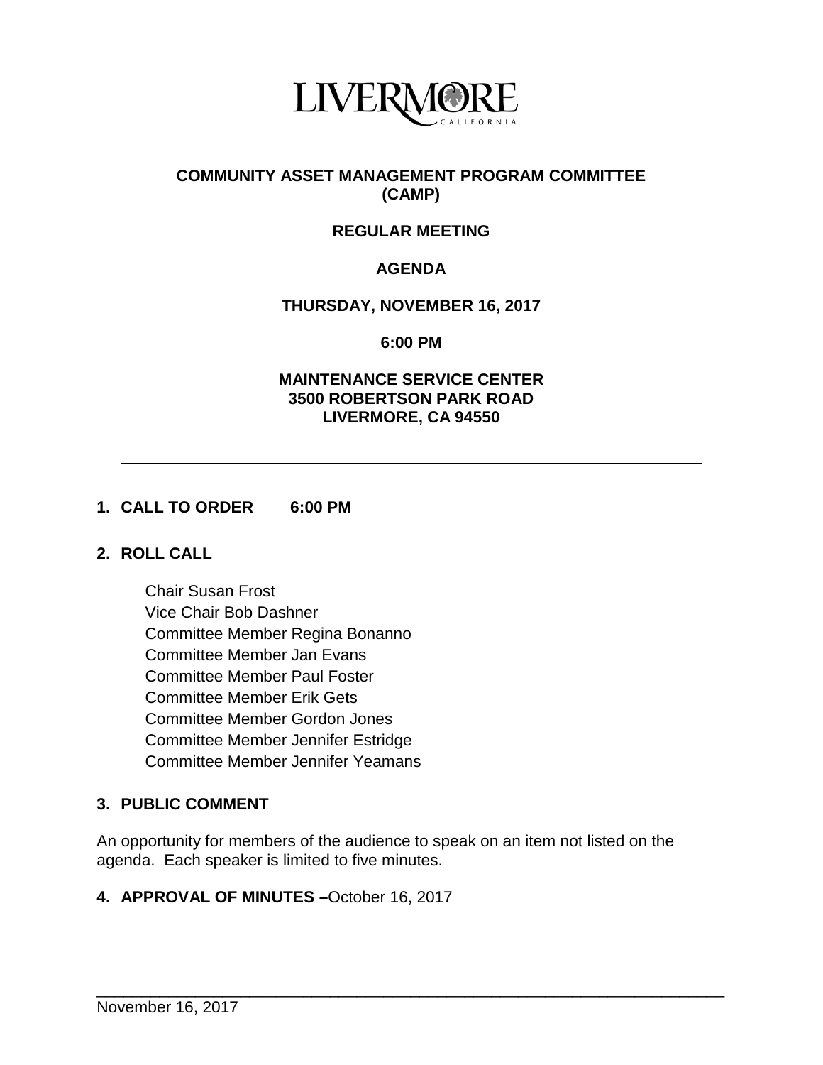# COMMUNITY ASSET MANAGEMENT PROGRAM COMMITTEE (CAMP)

## REGULAR MEETING

## AGENDA

**THURSDAY, NOVEMBER 16, 2017**

**6:00 PM**

**MAINTENANCE SERVICE CENTER**
**3500 ROBERTSON PARK ROAD**
**LIVERMORE, CA 94550**

---

**1. CALL TO ORDER 6:00 PM**

**2. ROLL CALL**

Chair Susan Frost
Vice Chair Bob Dashner
Committee Member Regina Bonanno
Committee Member Jan Evans
Committee Member Paul Foster
Committee Member Erik Gets
Committee Member Gordon Jones
Committee Member Jennifer Estridge
Committee Member Jennifer Yeamans

**3. PUBLIC COMMENT**

An opportunity for members of the audience to speak on an item not listed on the agenda. Each speaker is limited to five minutes.

**4. APPROVAL OF MINUTES –**October 16, 2017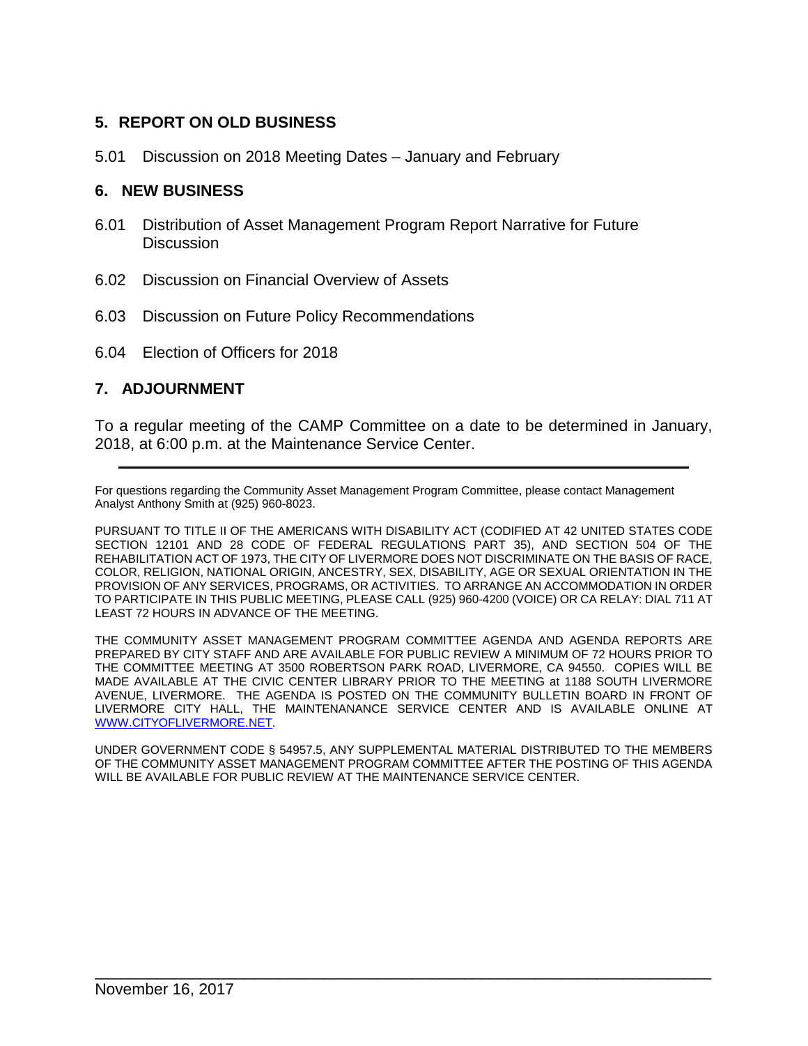## 5. REPORT ON OLD BUSINESS

5.01 Discussion on 2018 Meeting Dates – January and February

## 6. NEW BUSINESS

6.01 Distribution of Asset Management Program Report Narrative for Future Discussion

6.02 Discussion on Financial Overview of Assets

6.03 Discussion on Future Policy Recommendations

6.04 Election of Officers for 2018

## 7. ADJOURNMENT

To a regular meeting of the CAMP Committee on a date to be determined in January, 2018, at 6:00 p.m. at the Maintenance Service Center.

---

For questions regarding the Community Asset Management Program Committee, please contact Management Analyst Anthony Smith at (925) 960-8023.

PURSUANT TO TITLE II OF THE AMERICANS WITH DISABILITY ACT (CODIFIED AT 42 UNITED STATES CODE SECTION 12101 AND 28 CODE OF FEDERAL REGULATIONS PART 35), AND SECTION 504 OF THE REHABILITATION ACT OF 1973, THE CITY OF LIVERMORE DOES NOT DISCRIMINATE ON THE BASIS OF RACE, COLOR, RELIGION, NATIONAL ORIGIN, ANCESTRY, SEX, DISABILITY, AGE OR SEXUAL ORIENTATION IN THE PROVISION OF ANY SERVICES, PROGRAMS, OR ACTIVITIES. TO ARRANGE AN ACCOMMODATION IN ORDER TO PARTICIPATE IN THIS PUBLIC MEETING, PLEASE CALL (925) 960-4200 (VOICE) OR CA RELAY: DIAL 711 AT LEAST 72 HOURS IN ADVANCE OF THE MEETING.

THE COMMUNITY ASSET MANAGEMENT PROGRAM COMMITTEE AGENDA AND AGENDA REPORTS ARE PREPARED BY CITY STAFF AND ARE AVAILABLE FOR PUBLIC REVIEW A MINIMUM OF 72 HOURS PRIOR TO THE COMMITTEE MEETING AT 3500 ROBERTSON PARK ROAD, LIVERMORE, CA 94550. COPIES WILL BE MADE AVAILABLE AT THE CIVIC CENTER LIBRARY PRIOR TO THE MEETING at 1188 SOUTH LIVERMORE AVENUE, LIVERMORE. THE AGENDA IS POSTED ON THE COMMUNITY BULLETIN BOARD IN FRONT OF LIVERMORE CITY HALL, THE MAINTENANANCE SERVICE CENTER AND IS AVAILABLE ONLINE AT WWW.CITYOFLIVERMORE.NET.

UNDER GOVERNMENT CODE § 54957.5, ANY SUPPLEMENTAL MATERIAL DISTRIBUTED TO THE MEMBERS OF THE COMMUNITY ASSET MANAGEMENT PROGRAM COMMITTEE AFTER THE POSTING OF THIS AGENDA WILL BE AVAILABLE FOR PUBLIC REVIEW AT THE MAINTENANCE SERVICE CENTER.